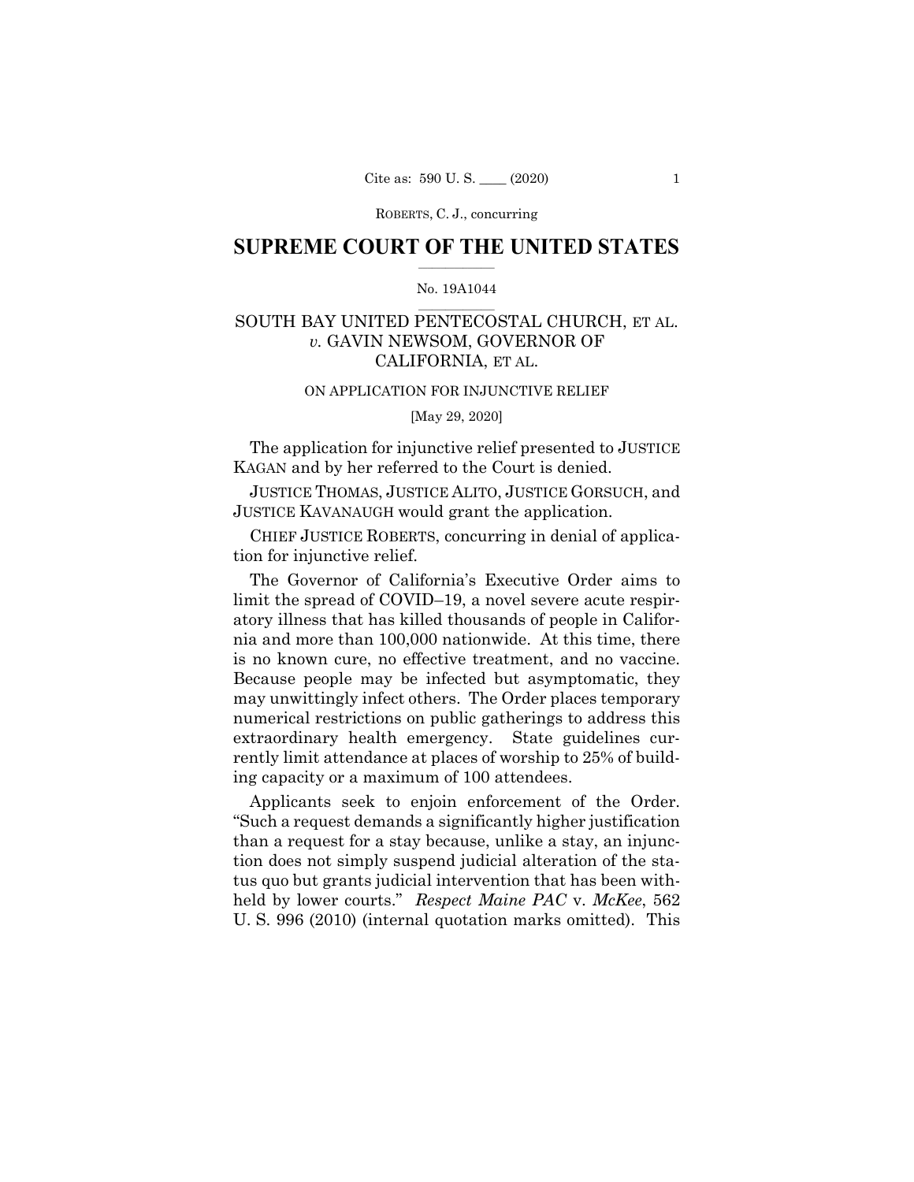# SUPREME COURT OF THE UNITED STATES

No. 19A1044

## SOUTH BAY UNITED PENTECOSTAL CHURCH, ET AL. *v.* GAVIN NEWSOM, GOVERNOR OF CALIFORNIA, ET AL.

ON APPLICATION FOR INJUNCTIVE RELIEF

[May 29, 2020]

The application for injunctive relief presented to JUSTICE KAGAN and by her referred to the Court is denied.

JUSTICE THOMAS, JUSTICE ALITO, JUSTICE GORSUCH, and JUSTICE KAVANAUGH would grant the application.

CHIEF JUSTICE ROBERTS, concurring in denial of application for injunctive relief.

The Governor of California's Executive Order aims to limit the spread of COVID–19, a novel severe acute respiratory illness that has killed thousands of people in California and more than 100,000 nationwide. At this time, there is no known cure, no effective treatment, and no vaccine. Because people may be infected but asymptomatic, they may unwittingly infect others. The Order places temporary numerical restrictions on public gatherings to address this extraordinary health emergency. State guidelines currently limit attendance at places of worship to 25% of building capacity or a maximum of 100 attendees.

Applicants seek to enjoin enforcement of the Order. "Such a request demands a significantly higher justification than a request for a stay because, unlike a stay, an injunction does not simply suspend judicial alteration of the status quo but grants judicial intervention that has been withheld by lower courts." *Respect Maine PAC* v. *McKee*, 562 U. S. 996 (2010) (internal quotation marks omitted). This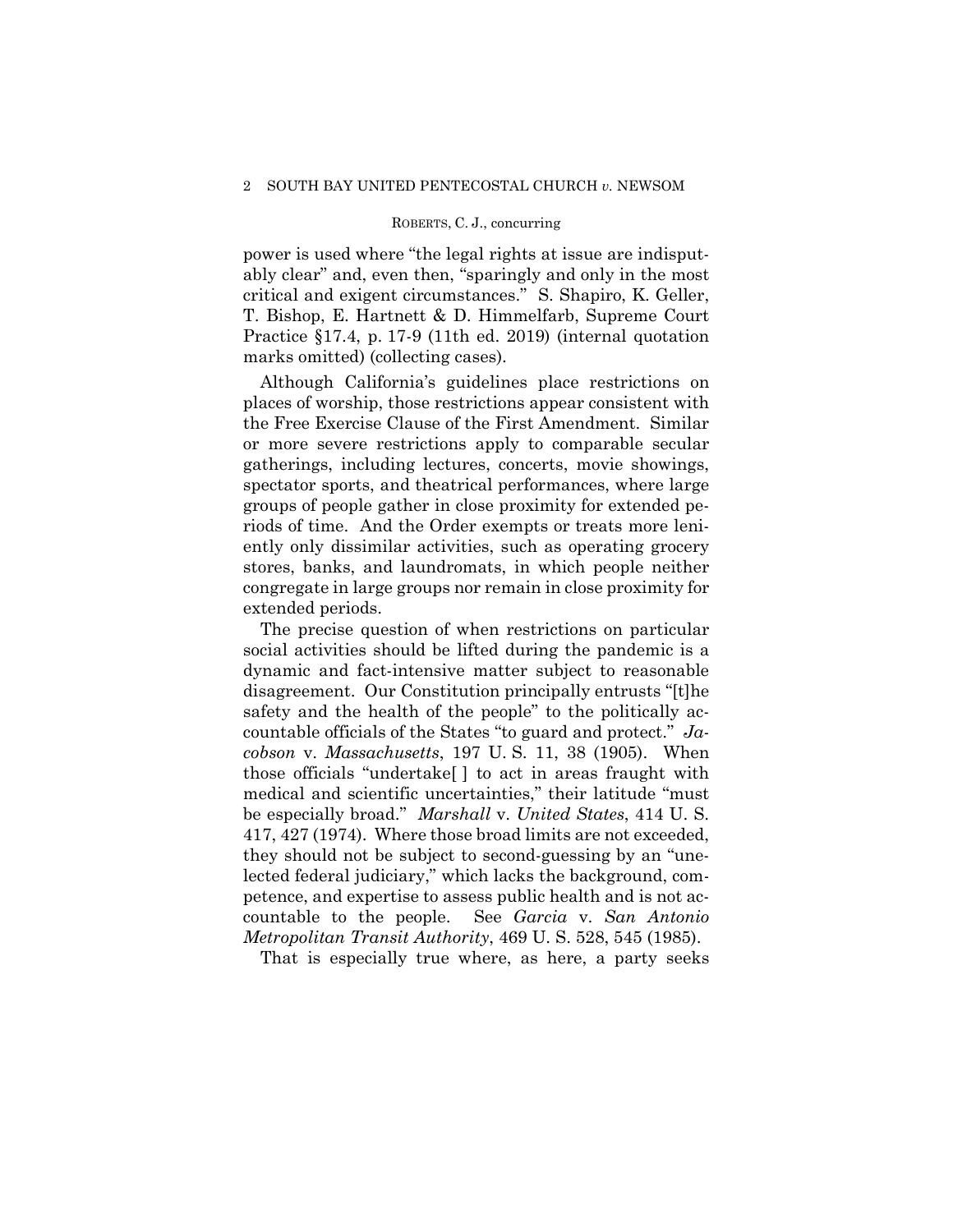power is used where "the legal rights at issue are indisputably clear" and, even then, "sparingly and only in the most critical and exigent circumstances." S. Shapiro, K. Geller, T. Bishop, E. Hartnett & D. Himmelfarb, Supreme Court Practice §17.4, p. 17-9 (11th ed. 2019) (internal quotation marks omitted) (collecting cases).

Although California's guidelines place restrictions on places of worship, those restrictions appear consistent with the Free Exercise Clause of the First Amendment. Similar or more severe restrictions apply to comparable secular gatherings, including lectures, concerts, movie showings, spectator sports, and theatrical performances, where large groups of people gather in close proximity for extended periods of time. And the Order exempts or treats more leniently only dissimilar activities, such as operating grocery stores, banks, and laundromats, in which people neither congregate in large groups nor remain in close proximity for extended periods.

The precise question of when restrictions on particular social activities should be lifted during the pandemic is a dynamic and fact-intensive matter subject to reasonable disagreement. Our Constitution principally entrusts "[t]he safety and the health of the people" to the politically accountable officials of the States "to guard and protect." *Jacobson* v. *Massachusetts*, 197 U. S. 11, 38 (1905). When those officials "undertake[ ] to act in areas fraught with medical and scientific uncertainties," their latitude "must be especially broad." *Marshall* v. *United States*, 414 U. S. 417, 427 (1974). Where those broad limits are not exceeded, they should not be subject to second-guessing by an "unelected federal judiciary," which lacks the background, competence, and expertise to assess public health and is not accountable to the people. See *Garcia* v. *San Antonio Metropolitan Transit Authority*, 469 U. S. 528, 545 (1985).

That is especially true where, as here, a party seeks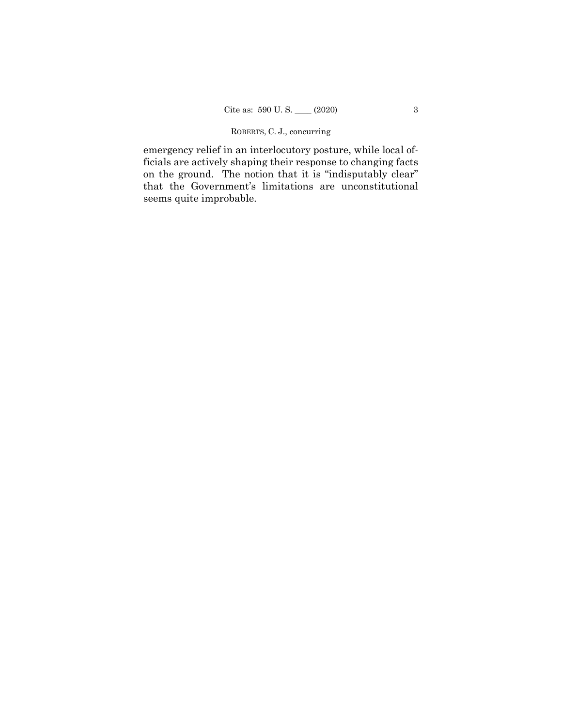emergency relief in an interlocutory posture, while local officials are actively shaping their response to changing facts on the ground. The notion that it is "indisputably clear" that the Government's limitations are unconstitutional seems quite improbable.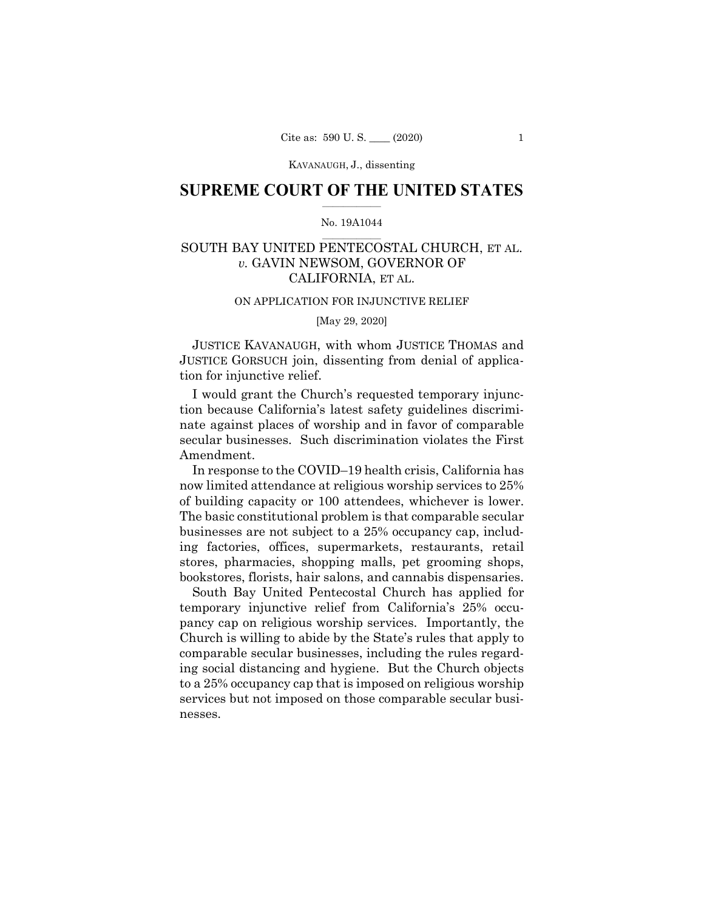# SUPREME COURT OF THE UNITED STATES

No. 19A1044

SOUTH BAY UNITED PENTECOSTAL CHURCH, ET AL. *v.* GAVIN NEWSOM, GOVERNOR OF CALIFORNIA, ET AL.

ON APPLICATION FOR INJUNCTIVE RELIEF

[May 29, 2020]

JUSTICE KAVANAUGH, with whom JUSTICE THOMAS and JUSTICE GORSUCH join, dissenting from denial of application for injunctive relief.

I would grant the Church's requested temporary injunction because California's latest safety guidelines discriminate against places of worship and in favor of comparable secular businesses. Such discrimination violates the First Amendment.

In response to the COVID–19 health crisis, California has now limited attendance at religious worship services to 25% of building capacity or 100 attendees, whichever is lower. The basic constitutional problem is that comparable secular businesses are not subject to a 25% occupancy cap, including factories, offices, supermarkets, restaurants, retail stores, pharmacies, shopping malls, pet grooming shops, bookstores, florists, hair salons, and cannabis dispensaries.

South Bay United Pentecostal Church has applied for temporary injunctive relief from California's 25% occupancy cap on religious worship services. Importantly, the Church is willing to abide by the State's rules that apply to comparable secular businesses, including the rules regarding social distancing and hygiene. But the Church objects to a 25% occupancy cap that is imposed on religious worship services but not imposed on those comparable secular businesses.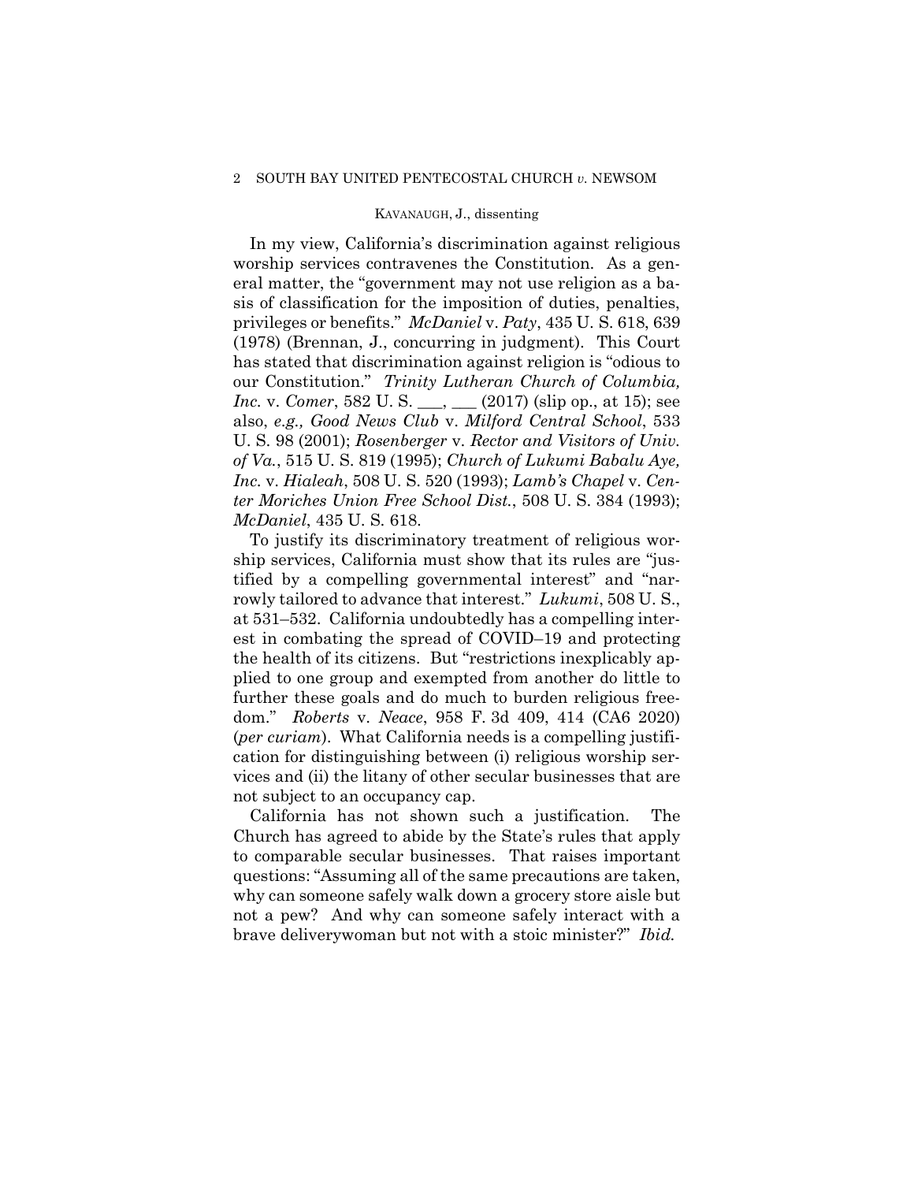In my view, California's discrimination against religious worship services contravenes the Constitution. As a general matter, the "government may not use religion as a basis of classification for the imposition of duties, penalties, privileges or benefits." *McDaniel* v. *Paty*, 435 U. S. 618, 639 (1978) (Brennan, J., concurring in judgment). This Court has stated that discrimination against religion is "odious to our Constitution." *Trinity Lutheran Church of Columbia, Inc.* v. *Comer*, 582 U. S. \_\_\_, \_\_\_ (2017) (slip op., at 15); see also, *e.g., Good News Club* v. *Milford Central School*, 533 U. S. 98 (2001); *Rosenberger* v. *Rector and Visitors of Univ. of Va.*, 515 U. S. 819 (1995); *Church of Lukumi Babalu Aye, Inc.* v. *Hialeah*, 508 U. S. 520 (1993); *Lamb's Chapel* v. *Center Moriches Union Free School Dist.*, 508 U. S. 384 (1993); *McDaniel*, 435 U. S. 618.

To justify its discriminatory treatment of religious worship services, California must show that its rules are "justified by a compelling governmental interest" and "narrowly tailored to advance that interest." *Lukumi*, 508 U. S., at 531–532. California undoubtedly has a compelling interest in combating the spread of COVID–19 and protecting the health of its citizens. But "restrictions inexplicably applied to one group and exempted from another do little to further these goals and do much to burden religious freedom." *Roberts* v. *Neace*, 958 F. 3d 409, 414 (CA6 2020) (*per curiam*). What California needs is a compelling justification for distinguishing between (i) religious worship services and (ii) the litany of other secular businesses that are not subject to an occupancy cap.

California has not shown such a justification. The Church has agreed to abide by the State's rules that apply to comparable secular businesses. That raises important questions: "Assuming all of the same precautions are taken, why can someone safely walk down a grocery store aisle but not a pew? And why can someone safely interact with a brave deliverywoman but not with a stoic minister?" *Ibid.*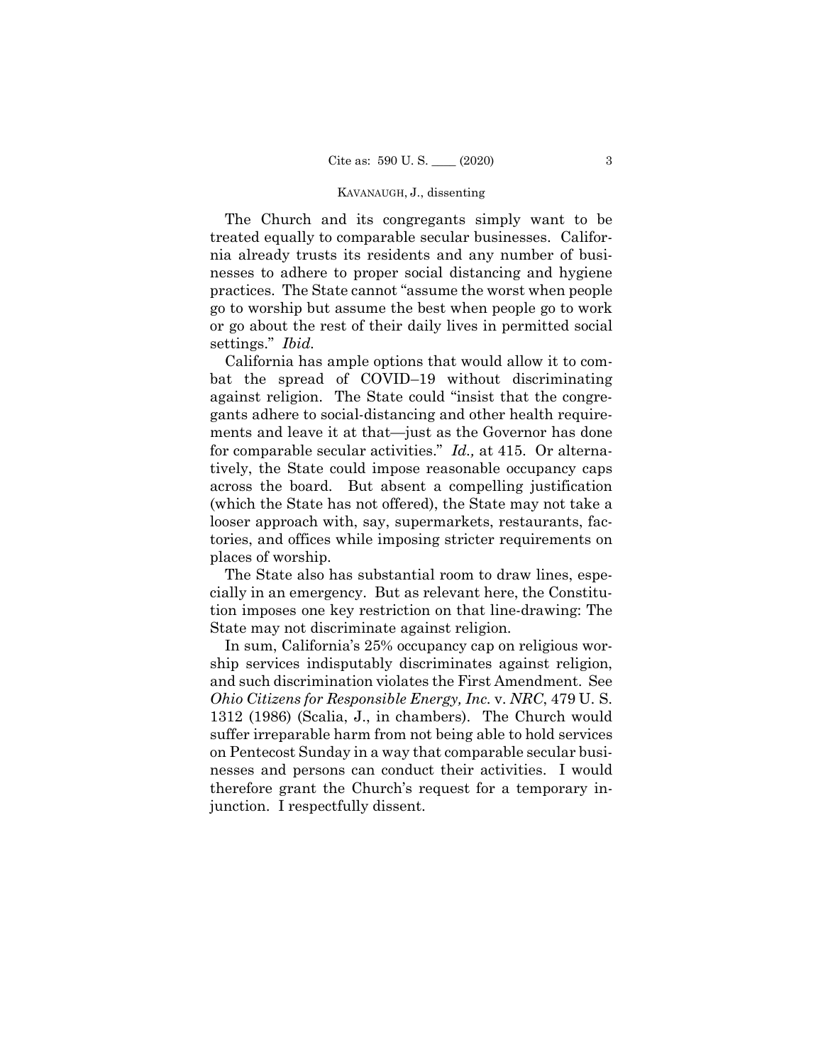The Church and its congregants simply want to be treated equally to comparable secular businesses. California already trusts its residents and any number of businesses to adhere to proper social distancing and hygiene practices. The State cannot "assume the worst when people go to worship but assume the best when people go to work or go about the rest of their daily lives in permitted social settings." *Ibid.*

California has ample options that would allow it to combat the spread of COVID–19 without discriminating against religion. The State could "insist that the congregants adhere to social-distancing and other health requirements and leave it at that—just as the Governor has done for comparable secular activities." *Id.,* at 415. Or alternatively, the State could impose reasonable occupancy caps across the board. But absent a compelling justification (which the State has not offered), the State may not take a looser approach with, say, supermarkets, restaurants, factories, and offices while imposing stricter requirements on places of worship.

The State also has substantial room to draw lines, especially in an emergency. But as relevant here, the Constitution imposes one key restriction on that line-drawing: The State may not discriminate against religion.

In sum, California's 25% occupancy cap on religious worship services indisputably discriminates against religion, and such discrimination violates the First Amendment. See *Ohio Citizens for Responsible Energy, Inc.* v. *NRC*, 479 U. S. 1312 (1986) (Scalia, J., in chambers). The Church would suffer irreparable harm from not being able to hold services on Pentecost Sunday in a way that comparable secular businesses and persons can conduct their activities. I would therefore grant the Church's request for a temporary injunction. I respectfully dissent.